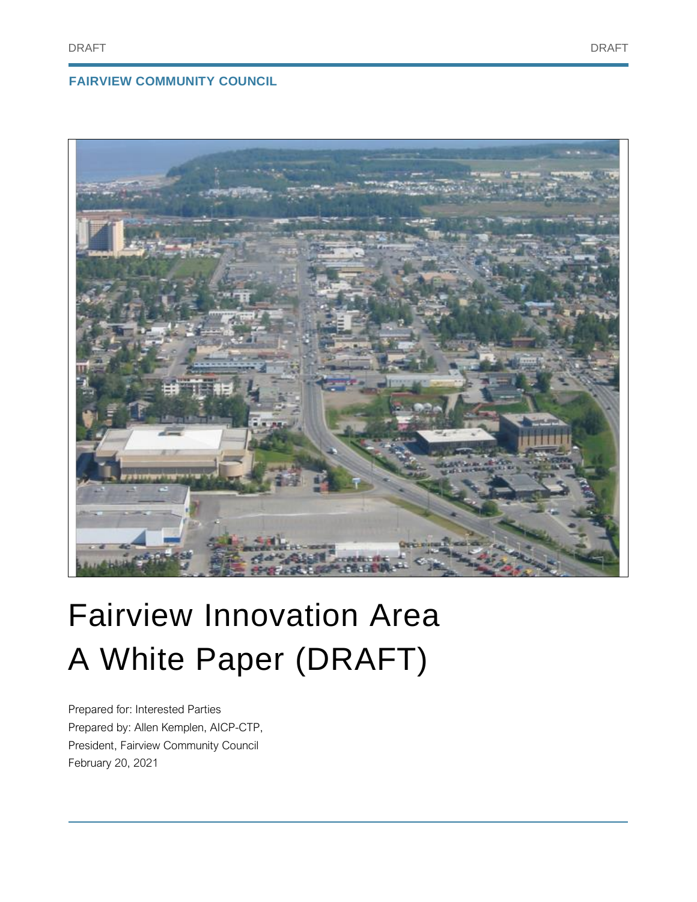DRAFT DRAFT

**FAIRVIEW COMMUNITY COUNCIL**

# Fairview Innovation Area
# A White Paper (DRAFT)

Prepared for: Interested Parties
Prepared by: Allen Kemplen, AICP-CTP,
President, Fairview Community Council
February 20, 2021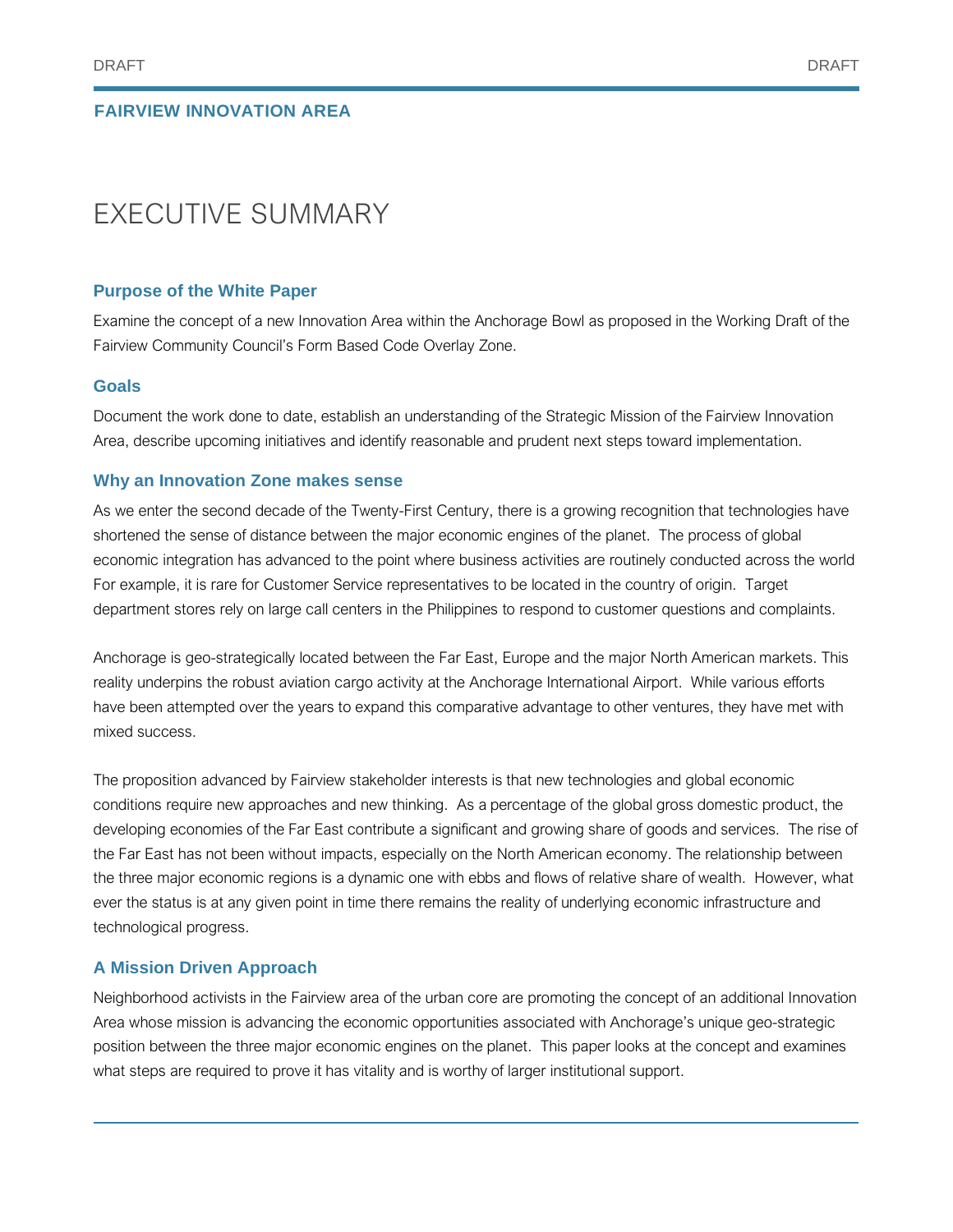FAIRVIEW INNOVATION AREA

# EXECUTIVE SUMMARY

### Purpose of the White Paper

Examine the concept of a new Innovation Area within the Anchorage Bowl as proposed in the Working Draft of the Fairview Community Council's Form Based Code Overlay Zone.

### Goals

Document the work done to date, establish an understanding of the Strategic Mission of the Fairview Innovation Area, describe upcoming initiatives and identify reasonable and prudent next steps toward implementation.

### Why an Innovation Zone makes sense

As we enter the second decade of the Twenty-First Century, there is a growing recognition that technologies have shortened the sense of distance between the major economic engines of the planet. The process of global economic integration has advanced to the point where business activities are routinely conducted across the world For example, it is rare for Customer Service representatives to be located in the country of origin. Target department stores rely on large call centers in the Philippines to respond to customer questions and complaints.

Anchorage is geo-strategically located between the Far East, Europe and the major North American markets. This reality underpins the robust aviation cargo activity at the Anchorage International Airport. While various efforts have been attempted over the years to expand this comparative advantage to other ventures, they have met with mixed success.

The proposition advanced by Fairview stakeholder interests is that new technologies and global economic conditions require new approaches and new thinking. As a percentage of the global gross domestic product, the developing economies of the Far East contribute a significant and growing share of goods and services. The rise of the Far East has not been without impacts, especially on the North American economy. The relationship between the three major economic regions is a dynamic one with ebbs and flows of relative share of wealth. However, what ever the status is at any given point in time there remains the reality of underlying economic infrastructure and technological progress.

### A Mission Driven Approach

Neighborhood activists in the Fairview area of the urban core are promoting the concept of an additional Innovation Area whose mission is advancing the economic opportunities associated with Anchorage's unique geo-strategic position between the three major economic engines on the planet. This paper looks at the concept and examines what steps are required to prove it has vitality and is worthy of larger institutional support.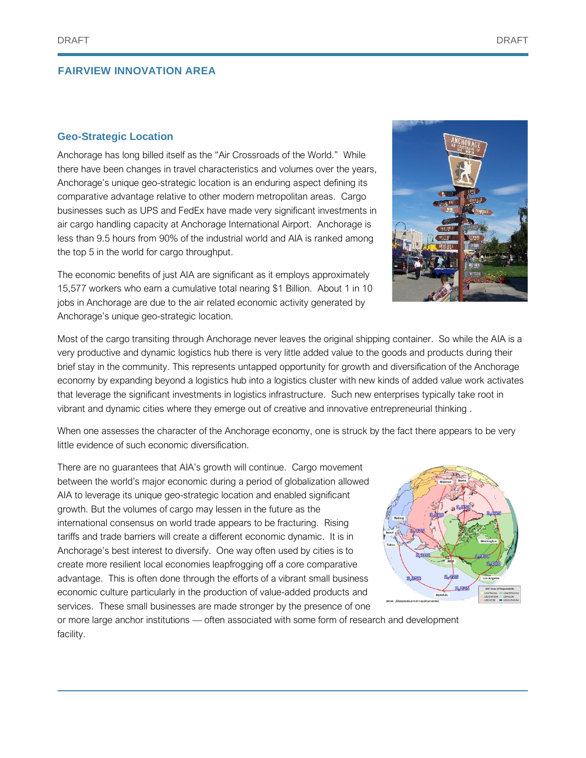## FAIRVIEW INNOVATION AREA

### Geo-Strategic Location

Anchorage has long billed itself as the "Air Crossroads of the World." While there have been changes in travel characteristics and volumes over the years, Anchorage's unique geo-strategic location is an enduring aspect defining its comparative advantage relative to other modern metropolitan areas. Cargo businesses such as UPS and FedEx have made very significant investments in air cargo handling capacity at Anchorage International Airport. Anchorage is less than 9.5 hours from 90% of the industrial world and AIA is ranked among the top 5 in the world for cargo throughput.

The economic benefits of just AIA are significant as it employs approximately 15,577 workers who earn a cumulative total nearing $1 Billion. About 1 in 10 jobs in Anchorage are due to the air related economic activity generated by Anchorage's unique geo-strategic location.

Most of the cargo transiting through Anchorage never leaves the original shipping container. So while the AIA is a very productive and dynamic logistics hub there is very little added value to the goods and products during their brief stay in the community. This represents untapped opportunity for growth and diversification of the Anchorage economy by expanding beyond a logistics hub into a logistics cluster with new kinds of added value work activates that leverage the significant investments in logistics infrastructure. Such new enterprises typically take root in vibrant and dynamic cities where they emerge out of creative and innovative entrepreneurial thinking .

When one assesses the character of the Anchorage economy, one is struck by the fact there appears to be very little evidence of such economic diversification.

There are no guarantees that AIA's growth will continue. Cargo movement between the world's major economic during a period of globalization allowed AIA to leverage its unique geo-strategic location and enabled significant growth. But the volumes of cargo may lessen in the future as the international consensus on world trade appears to be fracturing. Rising tariffs and trade barriers will create a different economic dynamic. It is in Anchorage's best interest to diversify. One way often used by cities is to create more resilient local economies leapfrogging off a core comparative advantage. This is often done through the efforts of a vibrant small business economic culture particularly in the production of value-added products and services. These small businesses are made stronger by the presence of one or more large anchor institutions — often associated with some form of research and development facility.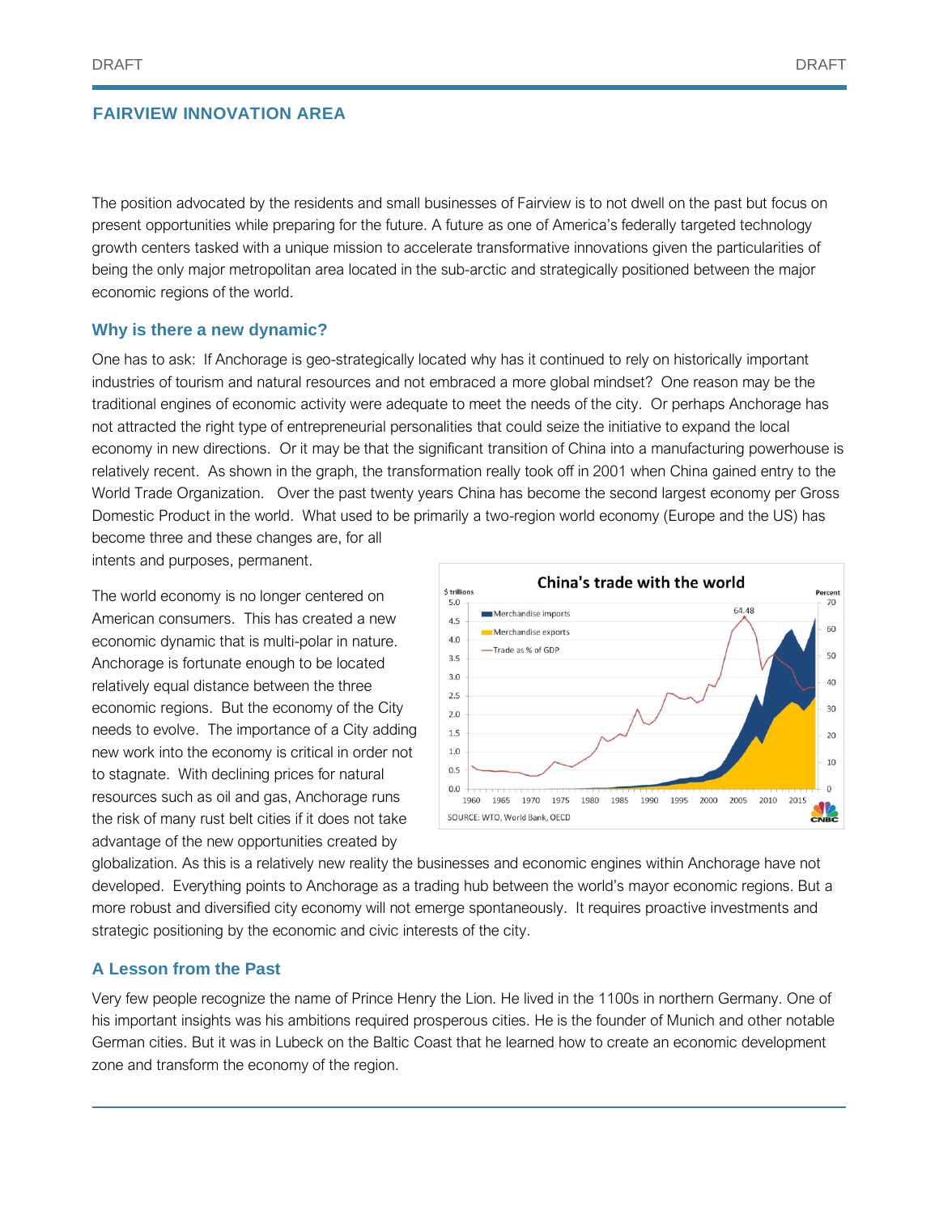## FAIRVIEW INNOVATION AREA

The position advocated by the residents and small businesses of Fairview is to not dwell on the past but focus on present opportunities while preparing for the future. A future as one of America's federally targeted technology growth centers tasked with a unique mission to accelerate transformative innovations given the particularities of being the only major metropolitan area located in the sub-arctic and strategically positioned between the major economic regions of the world.

### Why is there a new dynamic?

One has to ask: If Anchorage is geo-strategically located why has it continued to rely on historically important industries of tourism and natural resources and not embraced a more global mindset? One reason may be the traditional engines of economic activity were adequate to meet the needs of the city. Or perhaps Anchorage has not attracted the right type of entrepreneurial personalities that could seize the initiative to expand the local economy in new directions. Or it may be that the significant transition of China into a manufacturing powerhouse is relatively recent. As shown in the graph, the transformation really took off in 2001 when China gained entry to the World Trade Organization. Over the past twenty years China has become the second largest economy per Gross Domestic Product in the world. What used to be primarily a two-region world economy (Europe and the US) has become three and these changes are, for all intents and purposes, permanent.

The world economy is no longer centered on American consumers. This has created a new economic dynamic that is multi-polar in nature. Anchorage is fortunate enough to be located relatively equal distance between the three economic regions. But the economy of the City needs to evolve. The importance of a City adding new work into the economy is critical in order not to stagnate. With declining prices for natural resources such as oil and gas, Anchorage runs the risk of many rust belt cities if it does not take advantage of the new opportunities created by globalization. As this is a relatively new reality the businesses and economic engines within Anchorage have not developed. Everything points to Anchorage as a trading hub between the world's mayor economic regions. But a more robust and diversified city economy will not emerge spontaneously. It requires proactive investments and strategic positioning by the economic and civic interests of the city.

China's trade with the world

SOURCE: WTO, World Bank, OECD

### A Lesson from the Past

Very few people recognize the name of Prince Henry the Lion. He lived in the 1100s in northern Germany. One of his important insights was his ambitions required prosperous cities. He is the founder of Munich and other notable German cities. But it was in Lubeck on the Baltic Coast that he learned how to create an economic development zone and transform the economy of the region.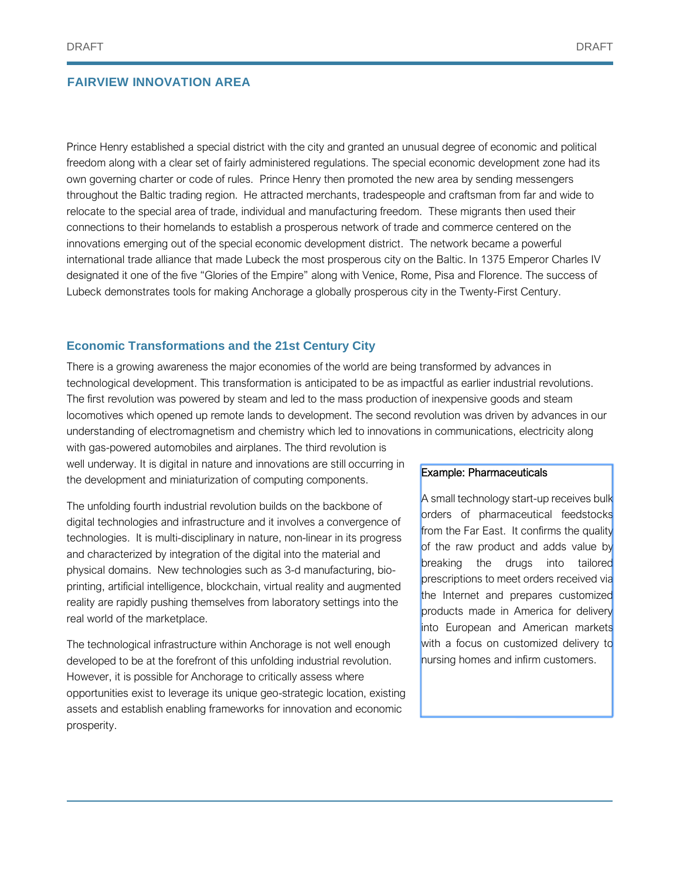## FAIRVIEW INNOVATION AREA

Prince Henry established a special district with the city and granted an unusual degree of economic and political freedom along with a clear set of fairly administered regulations. The special economic development zone had its own governing charter or code of rules. Prince Henry then promoted the new area by sending messengers throughout the Baltic trading region. He attracted merchants, tradespeople and craftsman from far and wide to relocate to the special area of trade, individual and manufacturing freedom. These migrants then used their connections to their homelands to establish a prosperous network of trade and commerce centered on the innovations emerging out of the special economic development district. The network became a powerful international trade alliance that made Lubeck the most prosperous city on the Baltic. In 1375 Emperor Charles IV designated it one of the five "Glories of the Empire" along with Venice, Rome, Pisa and Florence. The success of Lubeck demonstrates tools for making Anchorage a globally prosperous city in the Twenty-First Century.

### Economic Transformations and the 21st Century City

There is a growing awareness the major economies of the world are being transformed by advances in technological development. This transformation is anticipated to be as impactful as earlier industrial revolutions. The first revolution was powered by steam and led to the mass production of inexpensive goods and steam locomotives which opened up remote lands to development. The second revolution was driven by advances in our understanding of electromagnetism and chemistry which led to innovations in communications, electricity along with gas-powered automobiles and airplanes. The third revolution is well underway. It is digital in nature and innovations are still occurring in the development and miniaturization of computing components.

The unfolding fourth industrial revolution builds on the backbone of digital technologies and infrastructure and it involves a convergence of technologies. It is multi-disciplinary in nature, non-linear in its progress and characterized by integration of the digital into the material and physical domains. New technologies such as 3-d manufacturing, bio-printing, artificial intelligence, blockchain, virtual reality and augmented reality are rapidly pushing themselves from laboratory settings into the real world of the marketplace.

The technological infrastructure within Anchorage is not well enough developed to be at the forefront of this unfolding industrial revolution. However, it is possible for Anchorage to critically assess where opportunities exist to leverage its unique geo-strategic location, existing assets and establish enabling frameworks for innovation and economic prosperity.

> Example: Pharmaceuticals
>
> A small technology start-up receives bulk orders of pharmaceutical feedstocks from the Far East. It confirms the quality of the raw product and adds value by breaking the drugs into tailored prescriptions to meet orders received via the Internet and prepares customized products made in America for delivery into European and American markets with a focus on customized delivery to nursing homes and infirm customers.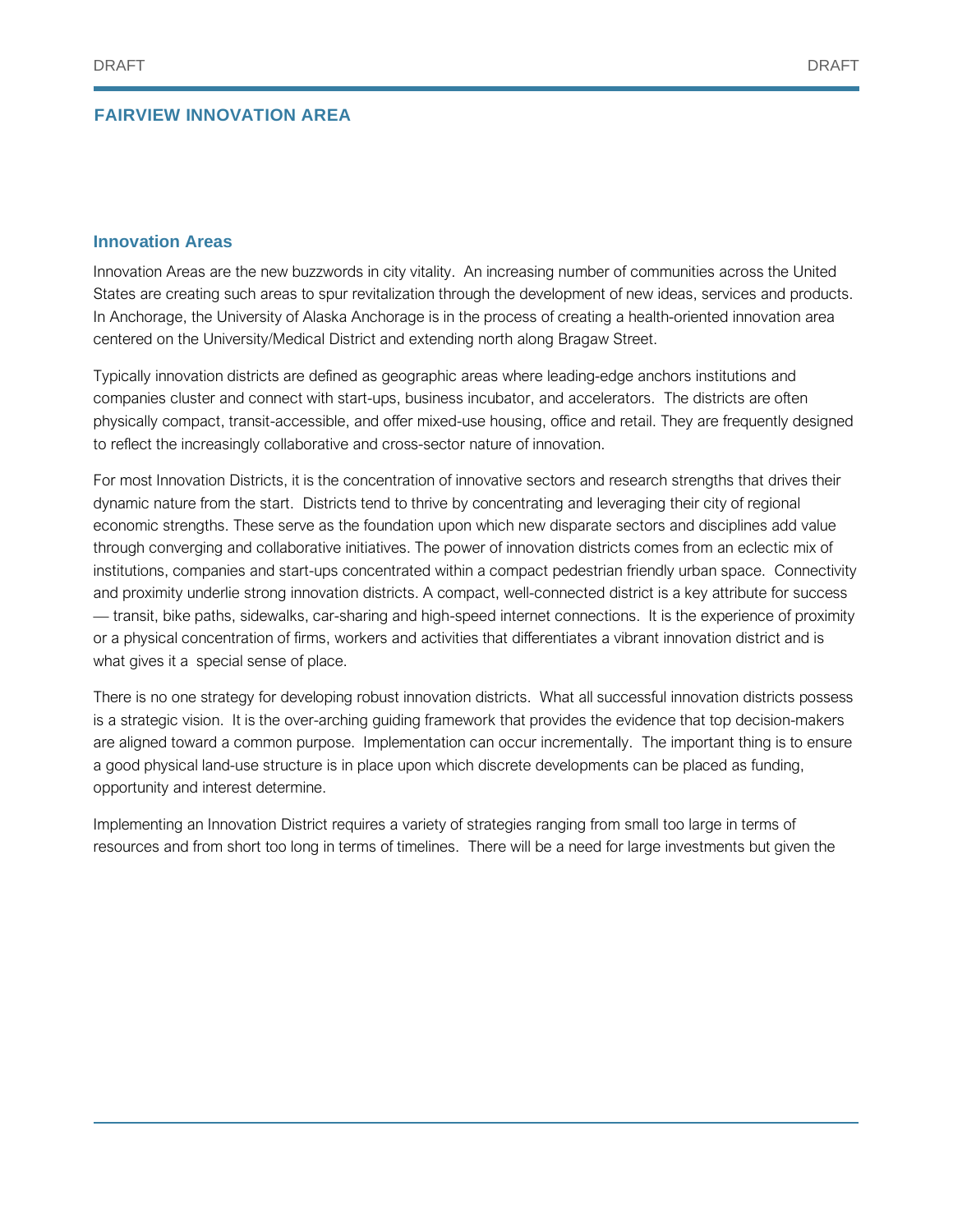## FAIRVIEW INNOVATION AREA

### Innovation Areas

Innovation Areas are the new buzzwords in city vitality. An increasing number of communities across the United States are creating such areas to spur revitalization through the development of new ideas, services and products. In Anchorage, the University of Alaska Anchorage is in the process of creating a health-oriented innovation area centered on the University/Medical District and extending north along Bragaw Street.

Typically innovation districts are defined as geographic areas where leading-edge anchors institutions and companies cluster and connect with start-ups, business incubator, and accelerators. The districts are often physically compact, transit-accessible, and offer mixed-use housing, office and retail. They are frequently designed to reflect the increasingly collaborative and cross-sector nature of innovation.

For most Innovation Districts, it is the concentration of innovative sectors and research strengths that drives their dynamic nature from the start. Districts tend to thrive by concentrating and leveraging their city of regional economic strengths. These serve as the foundation upon which new disparate sectors and disciplines add value through converging and collaborative initiatives. The power of innovation districts comes from an eclectic mix of institutions, companies and start-ups concentrated within a compact pedestrian friendly urban space. Connectivity and proximity underlie strong innovation districts. A compact, well-connected district is a key attribute for success — transit, bike paths, sidewalks, car-sharing and high-speed internet connections. It is the experience of proximity or a physical concentration of firms, workers and activities that differentiates a vibrant innovation district and is what gives it a special sense of place.

There is no one strategy for developing robust innovation districts. What all successful innovation districts possess is a strategic vision. It is the over-arching guiding framework that provides the evidence that top decision-makers are aligned toward a common purpose. Implementation can occur incrementally. The important thing is to ensure a good physical land-use structure is in place upon which discrete developments can be placed as funding, opportunity and interest determine.

Implementing an Innovation District requires a variety of strategies ranging from small too large in terms of resources and from short too long in terms of timelines. There will be a need for large investments but given the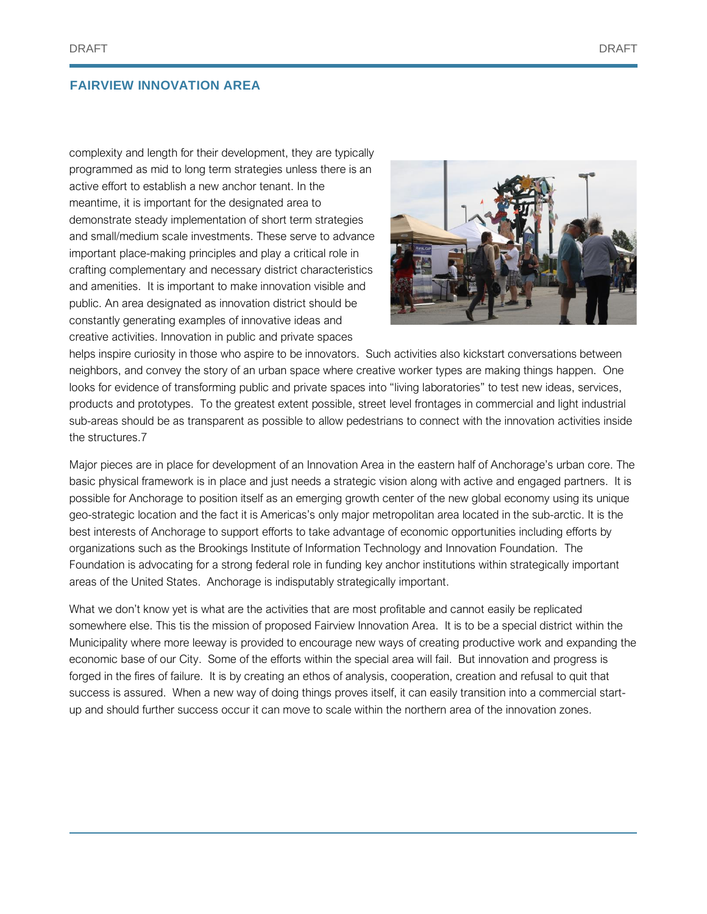complexity and length for their development, they are typically programmed as mid to long term strategies unless there is an active effort to establish a new anchor tenant. In the meantime, it is important for the designated area to demonstrate steady implementation of short term strategies and small/medium scale investments. These serve to advance important place-making principles and play a critical role in crafting complementary and necessary district characteristics and amenities. It is important to make innovation visible and public. An area designated as innovation district should be constantly generating examples of innovative ideas and creative activities. Innovation in public and private spaces helps inspire curiosity in those who aspire to be innovators. Such activities also kickstart conversations between neighbors, and convey the story of an urban space where creative worker types are making things happen. One looks for evidence of transforming public and private spaces into "living laboratories" to test new ideas, services, products and prototypes. To the greatest extent possible, street level frontages in commercial and light industrial sub-areas should be as transparent as possible to allow pedestrians to connect with the innovation activities inside the structures.7

Major pieces are in place for development of an Innovation Area in the eastern half of Anchorage's urban core. The basic physical framework is in place and just needs a strategic vision along with active and engaged partners. It is possible for Anchorage to position itself as an emerging growth center of the new global economy using its unique geo-strategic location and the fact it is Americas's only major metropolitan area located in the sub-arctic. It is the best interests of Anchorage to support efforts to take advantage of economic opportunities including efforts by organizations such as the Brookings Institute of Information Technology and Innovation Foundation. The Foundation is advocating for a strong federal role in funding key anchor institutions within strategically important areas of the United States. Anchorage is indisputably strategically important.

What we don't know yet is what are the activities that are most profitable and cannot easily be replicated somewhere else. This tis the mission of proposed Fairview Innovation Area. It is to be a special district within the Municipality where more leeway is provided to encourage new ways of creating productive work and expanding the economic base of our City. Some of the efforts within the special area will fail. But innovation and progress is forged in the fires of failure. It is by creating an ethos of analysis, cooperation, creation and refusal to quit that success is assured. When a new way of doing things proves itself, it can easily transition into a commercial start-up and should further success occur it can move to scale within the northern area of the innovation zones.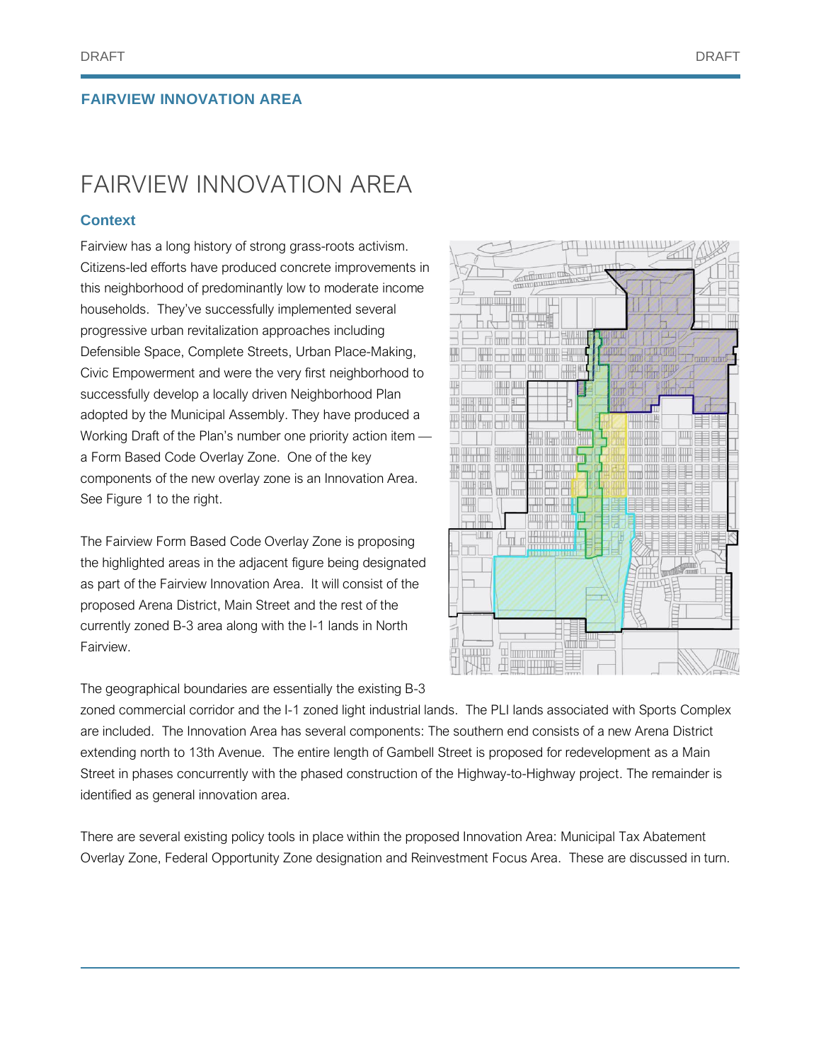## FAIRVIEW INNOVATION AREA

# FAIRVIEW INNOVATION AREA

### Context

Fairview has a long history of strong grass-roots activism. Citizens-led efforts have produced concrete improvements in this neighborhood of predominantly low to moderate income households. They've successfully implemented several progressive urban revitalization approaches including Defensible Space, Complete Streets, Urban Place-Making, Civic Empowerment and were the very first neighborhood to successfully develop a locally driven Neighborhood Plan adopted by the Municipal Assembly. They have produced a Working Draft of the Plan's number one priority action item — a Form Based Code Overlay Zone. One of the key components of the new overlay zone is an Innovation Area. See Figure 1 to the right.

The Fairview Form Based Code Overlay Zone is proposing the highlighted areas in the adjacent figure being designated as part of the Fairview Innovation Area. It will consist of the proposed Arena District, Main Street and the rest of the currently zoned B-3 area along with the I-1 lands in North Fairview.

The geographical boundaries are essentially the existing B-3 zoned commercial corridor and the I-1 zoned light industrial lands. The PLI lands associated with Sports Complex are included. The Innovation Area has several components: The southern end consists of a new Arena District extending north to 13th Avenue. The entire length of Gambell Street is proposed for redevelopment as a Main Street in phases concurrently with the phased construction of the Highway-to-Highway project. The remainder is identified as general innovation area.

There are several existing policy tools in place within the proposed Innovation Area: Municipal Tax Abatement Overlay Zone, Federal Opportunity Zone designation and Reinvestment Focus Area. These are discussed in turn.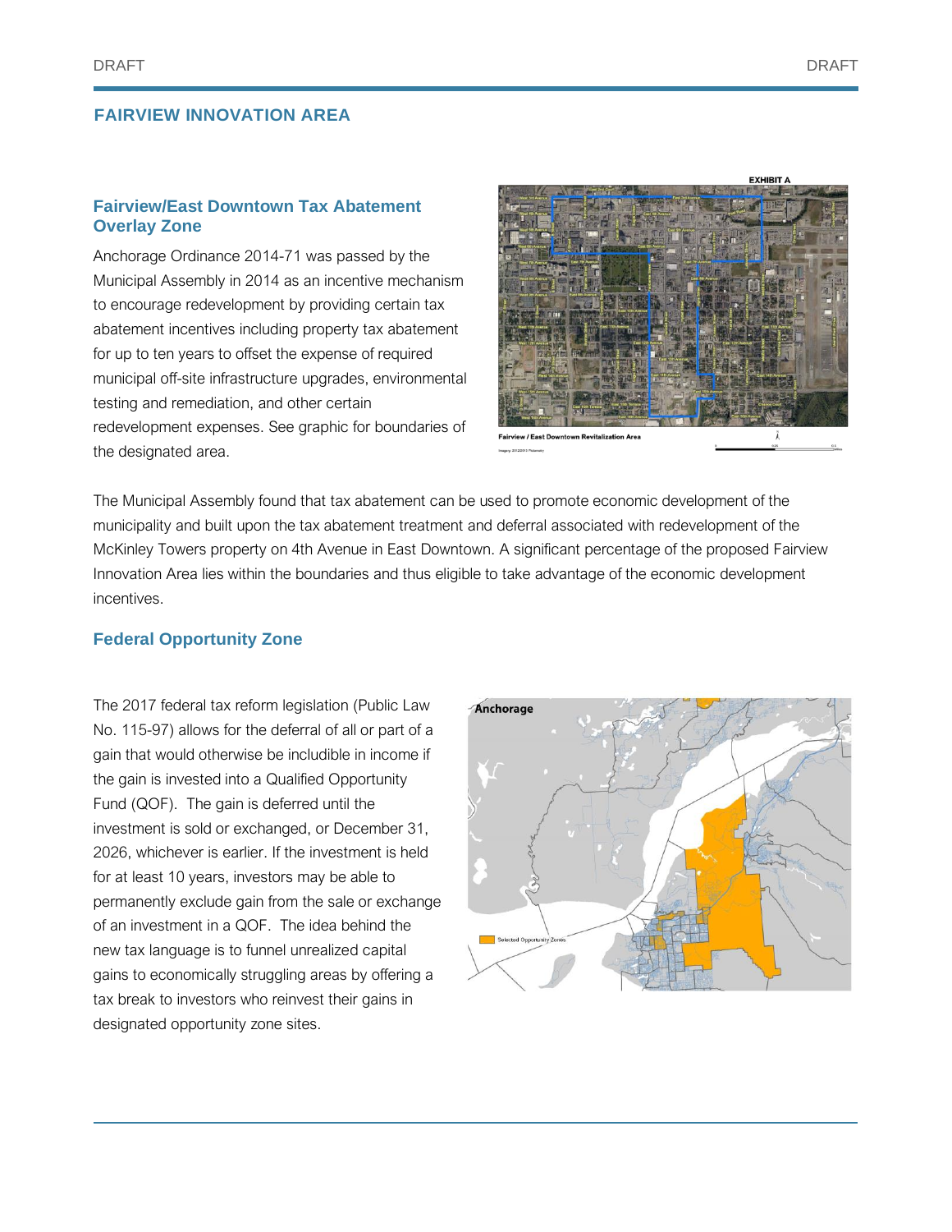## FAIRVIEW INNOVATION AREA

### Fairview/East Downtown Tax Abatement Overlay Zone

Anchorage Ordinance 2014-71 was passed by the Municipal Assembly in 2014 as an incentive mechanism to encourage redevelopment by providing certain tax abatement incentives including property tax abatement for up to ten years to offset the expense of required municipal off-site infrastructure upgrades, environmental testing and remediation, and other certain redevelopment expenses. See graphic for boundaries of the designated area.

The Municipal Assembly found that tax abatement can be used to promote economic development of the municipality and built upon the tax abatement treatment and deferral associated with redevelopment of the McKinley Towers property on 4th Avenue in East Downtown. A significant percentage of the proposed Fairview Innovation Area lies within the boundaries and thus eligible to take advantage of the economic development incentives.

### Federal Opportunity Zone

The 2017 federal tax reform legislation (Public Law No. 115-97) allows for the deferral of all or part of a gain that would otherwise be includible in income if the gain is invested into a Qualified Opportunity Fund (QOF). The gain is deferred until the investment is sold or exchanged, or December 31, 2026, whichever is earlier. If the investment is held for at least 10 years, investors may be able to permanently exclude gain from the sale or exchange of an investment in a QOF. The idea behind the new tax language is to funnel unrealized capital gains to economically struggling areas by offering a tax break to investors who reinvest their gains in designated opportunity zone sites.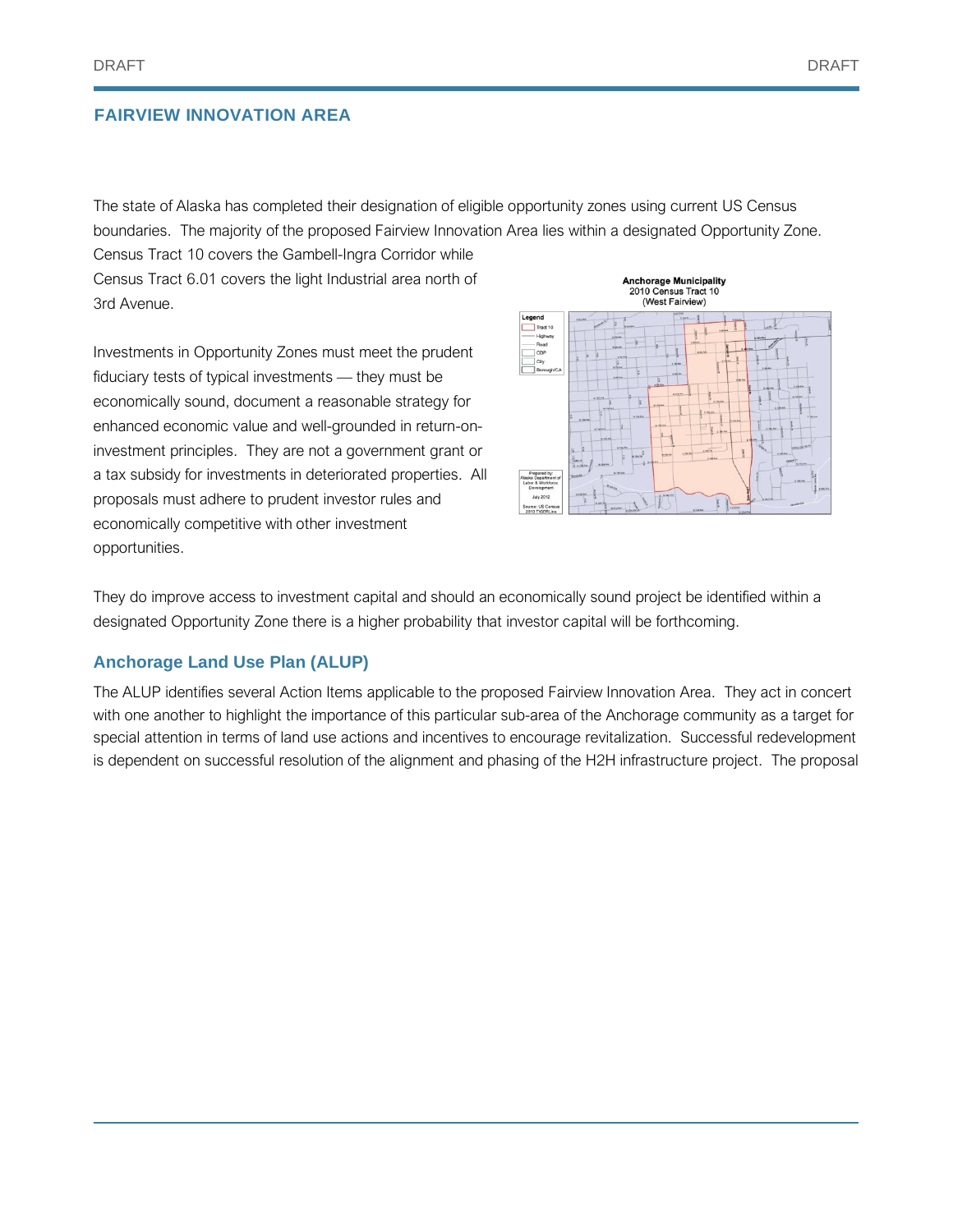## FAIRVIEW INNOVATION AREA

The state of Alaska has completed their designation of eligible opportunity zones using current US Census boundaries. The majority of the proposed Fairview Innovation Area lies within a designated Opportunity Zone. Census Tract 10 covers the Gambell-Ingra Corridor while Census Tract 6.01 covers the light Industrial area north of 3rd Avenue.

Investments in Opportunity Zones must meet the prudent fiduciary tests of typical investments — they must be economically sound, document a reasonable strategy for enhanced economic value and well-grounded in return-on-investment principles. They are not a government grant or a tax subsidy for investments in deteriorated properties. All proposals must adhere to prudent investor rules and economically competitive with other investment opportunities.

Anchorage Municipality
2010 Census Tract 10
(West Fairview)

They do improve access to investment capital and should an economically sound project be identified within a designated Opportunity Zone there is a higher probability that investor capital will be forthcoming.

### Anchorage Land Use Plan (ALUP)

The ALUP identifies several Action Items applicable to the proposed Fairview Innovation Area. They act in concert with one another to highlight the importance of this particular sub-area of the Anchorage community as a target for special attention in terms of land use actions and incentives to encourage revitalization. Successful redevelopment is dependent on successful resolution of the alignment and phasing of the H2H infrastructure project. The proposal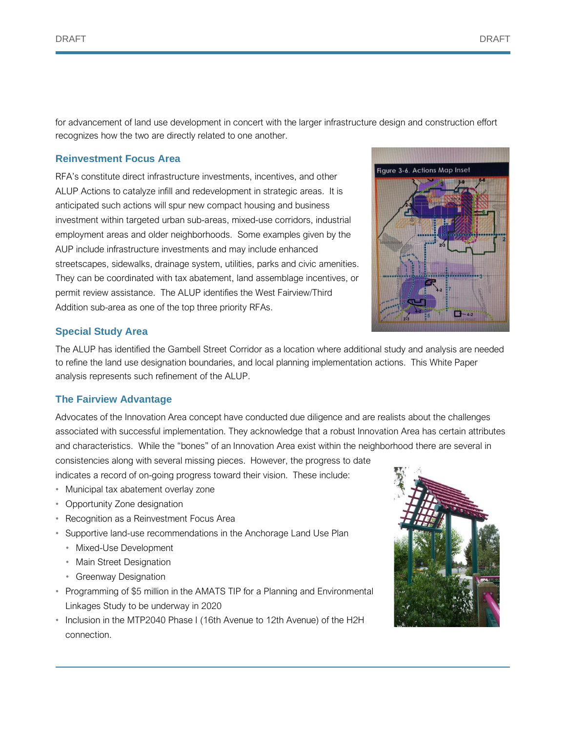for advancement of land use development in concert with the larger infrastructure design and construction effort recognizes how the two are directly related to one another.

### Reinvestment Focus Area

RFA's constitute direct infrastructure investments, incentives, and other ALUP Actions to catalyze infill and redevelopment in strategic areas. It is anticipated such actions will spur new compact housing and business investment within targeted urban sub-areas, mixed-use corridors, industrial employment areas and older neighborhoods. Some examples given by the AUP include infrastructure investments and may include enhanced streetscapes, sidewalks, drainage system, utilities, parks and civic amenities. They can be coordinated with tax abatement, land assemblage incentives, or permit review assistance. The ALUP identifies the West Fairview/Third Addition sub-area as one of the top three priority RFAs.

### Special Study Area

The ALUP has identified the Gambell Street Corridor as a location where additional study and analysis are needed to refine the land use designation boundaries, and local planning implementation actions. This White Paper analysis represents such refinement of the ALUP.

### The Fairview Advantage

Advocates of the Innovation Area concept have conducted due diligence and are realists about the challenges associated with successful implementation. They acknowledge that a robust Innovation Area has certain attributes and characteristics. While the "bones" of an Innovation Area exist within the neighborhood there are several in consistencies along with several missing pieces. However, the progress to date indicates a record of on-going progress toward their vision. These include:

- Municipal tax abatement overlay zone
- Opportunity Zone designation
- Recognition as a Reinvestment Focus Area
- Supportive land-use recommendations in the Anchorage Land Use Plan
  - Mixed-Use Development
  - Main Street Designation
  - Greenway Designation
- Programming of $5 million in the AMATS TIP for a Planning and Environmental Linkages Study to be underway in 2020
- Inclusion in the MTP2040 Phase I (16th Avenue to 12th Avenue) of the H2H connection.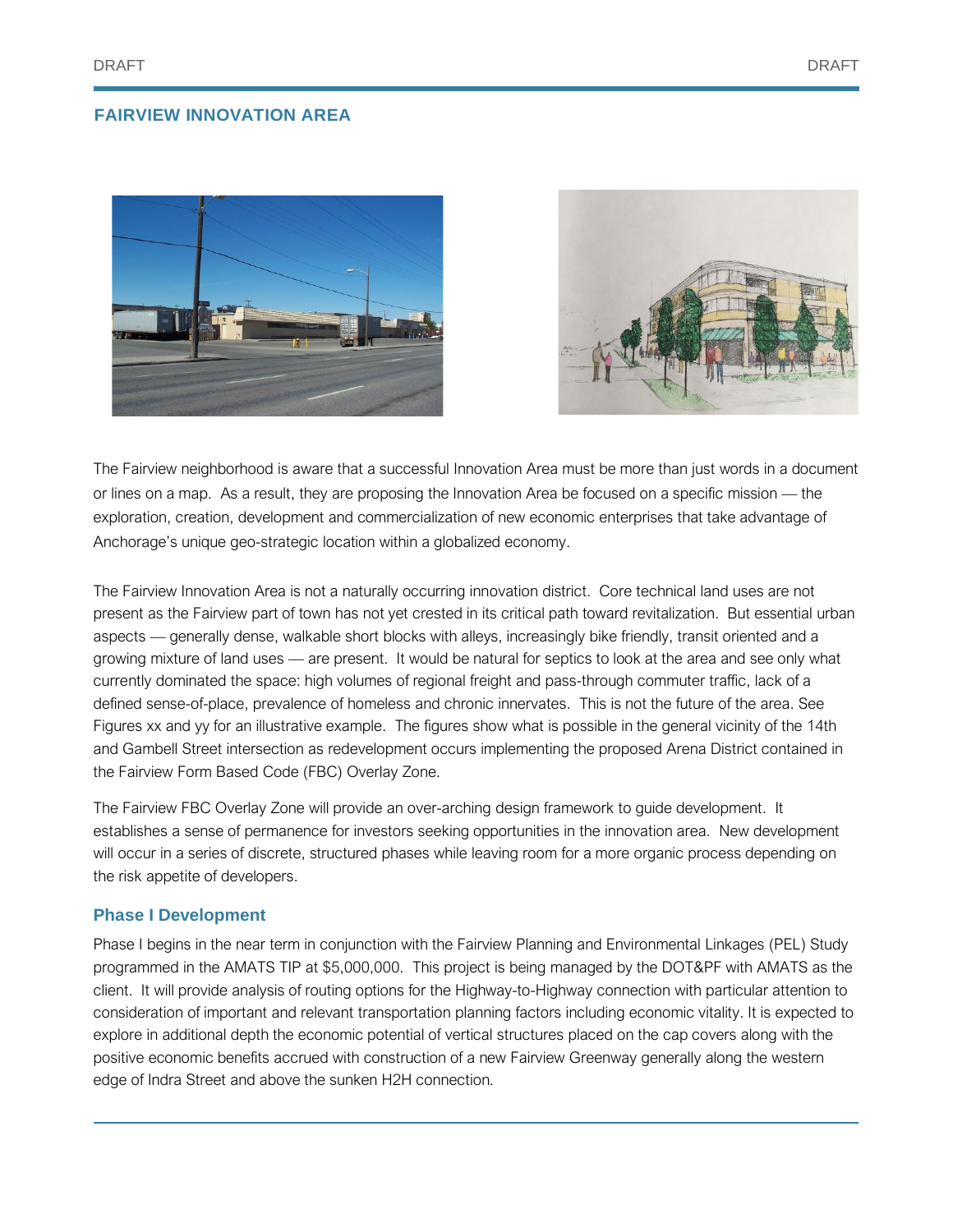## FAIRVIEW INNOVATION AREA

The Fairview neighborhood is aware that a successful Innovation Area must be more than just words in a document or lines on a map. As a result, they are proposing the Innovation Area be focused on a specific mission — the exploration, creation, development and commercialization of new economic enterprises that take advantage of Anchorage's unique geo-strategic location within a globalized economy.

The Fairview Innovation Area is not a naturally occurring innovation district. Core technical land uses are not present as the Fairview part of town has not yet crested in its critical path toward revitalization. But essential urban aspects — generally dense, walkable short blocks with alleys, increasingly bike friendly, transit oriented and a growing mixture of land uses — are present. It would be natural for septics to look at the area and see only what currently dominated the space: high volumes of regional freight and pass-through commuter traffic, lack of a defined sense-of-place, prevalence of homeless and chronic innervates. This is not the future of the area. See Figures xx and yy for an illustrative example. The figures show what is possible in the general vicinity of the 14th and Gambell Street intersection as redevelopment occurs implementing the proposed Arena District contained in the Fairview Form Based Code (FBC) Overlay Zone.

The Fairview FBC Overlay Zone will provide an over-arching design framework to guide development. It establishes a sense of permanence for investors seeking opportunities in the innovation area. New development will occur in a series of discrete, structured phases while leaving room for a more organic process depending on the risk appetite of developers.

### Phase I Development

Phase I begins in the near term in conjunction with the Fairview Planning and Environmental Linkages (PEL) Study programmed in the AMATS TIP at $5,000,000. This project is being managed by the DOT&PF with AMATS as the client. It will provide analysis of routing options for the Highway-to-Highway connection with particular attention to consideration of important and relevant transportation planning factors including economic vitality. It is expected to explore in additional depth the economic potential of vertical structures placed on the cap covers along with the positive economic benefits accrued with construction of a new Fairview Greenway generally along the western edge of Indra Street and above the sunken H2H connection.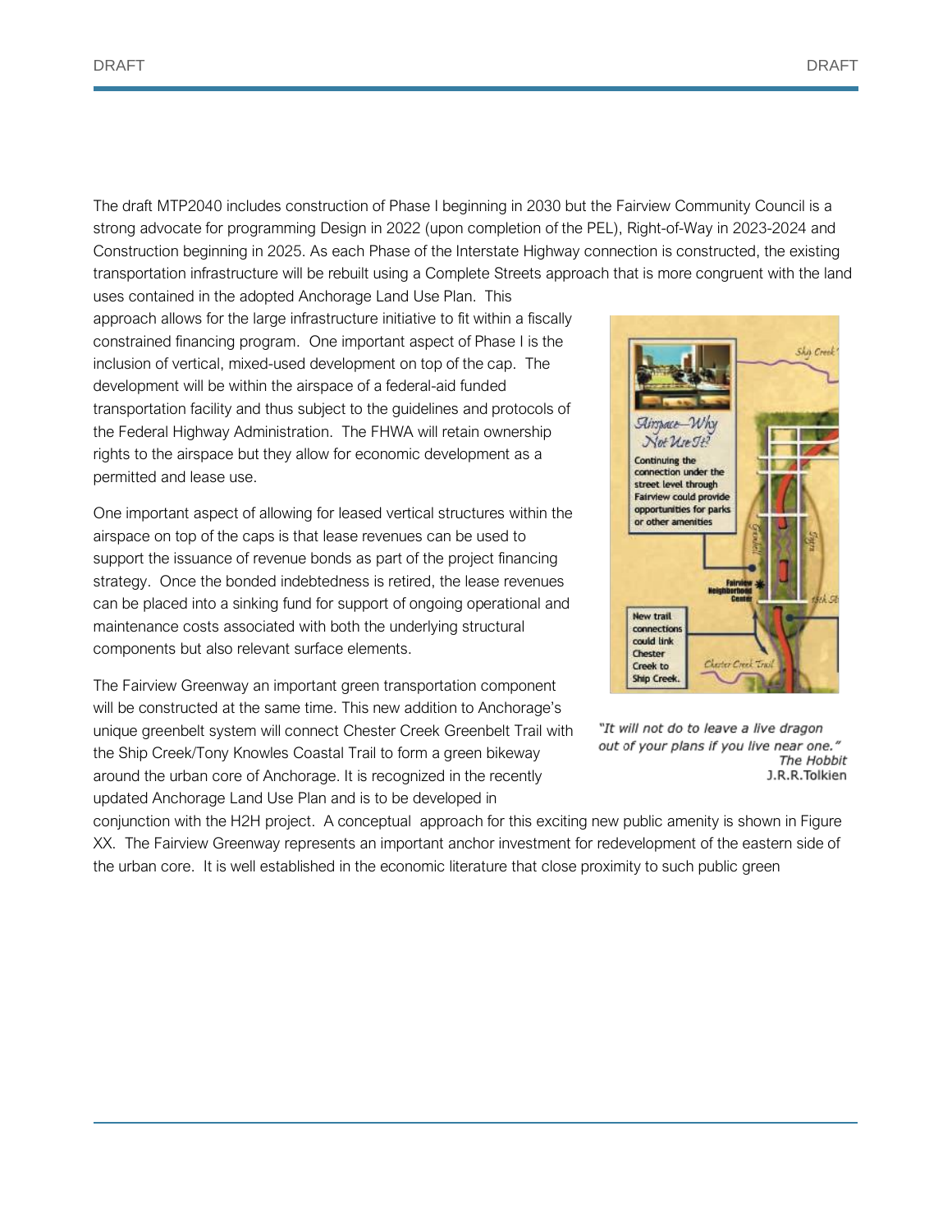The draft MTP2040 includes construction of Phase I beginning in 2030 but the Fairview Community Council is a strong advocate for programming Design in 2022 (upon completion of the PEL), Right-of-Way in 2023-2024 and Construction beginning in 2025. As each Phase of the Interstate Highway connection is constructed, the existing transportation infrastructure will be rebuilt using a Complete Streets approach that is more congruent with the land uses contained in the adopted Anchorage Land Use Plan. This approach allows for the large infrastructure initiative to fit within a fiscally constrained financing program. One important aspect of Phase I is the inclusion of vertical, mixed-used development on top of the cap. The development will be within the airspace of a federal-aid funded transportation facility and thus subject to the guidelines and protocols of the Federal Highway Administration. The FHWA will retain ownership rights to the airspace but they allow for economic development as a permitted and lease use.

One important aspect of allowing for leased vertical structures within the airspace on top of the caps is that lease revenues can be used to support the issuance of revenue bonds as part of the project financing strategy. Once the bonded indebtedness is retired, the lease revenues can be placed into a sinking fund for support of ongoing operational and maintenance costs associated with both the underlying structural components but also relevant surface elements.

*"It will not do to leave a live dragon out of your plans if you live near one."*
*The Hobbit*
J.R.R.Tolkien

The Fairview Greenway an important green transportation component will be constructed at the same time. This new addition to Anchorage's unique greenbelt system will connect Chester Creek Greenbelt Trail with the Ship Creek/Tony Knowles Coastal Trail to form a green bikeway around the urban core of Anchorage. It is recognized in the recently updated Anchorage Land Use Plan and is to be developed in conjunction with the H2H project. A conceptual approach for this exciting new public amenity is shown in Figure XX. The Fairview Greenway represents an important anchor investment for redevelopment of the eastern side of the urban core. It is well established in the economic literature that close proximity to such public green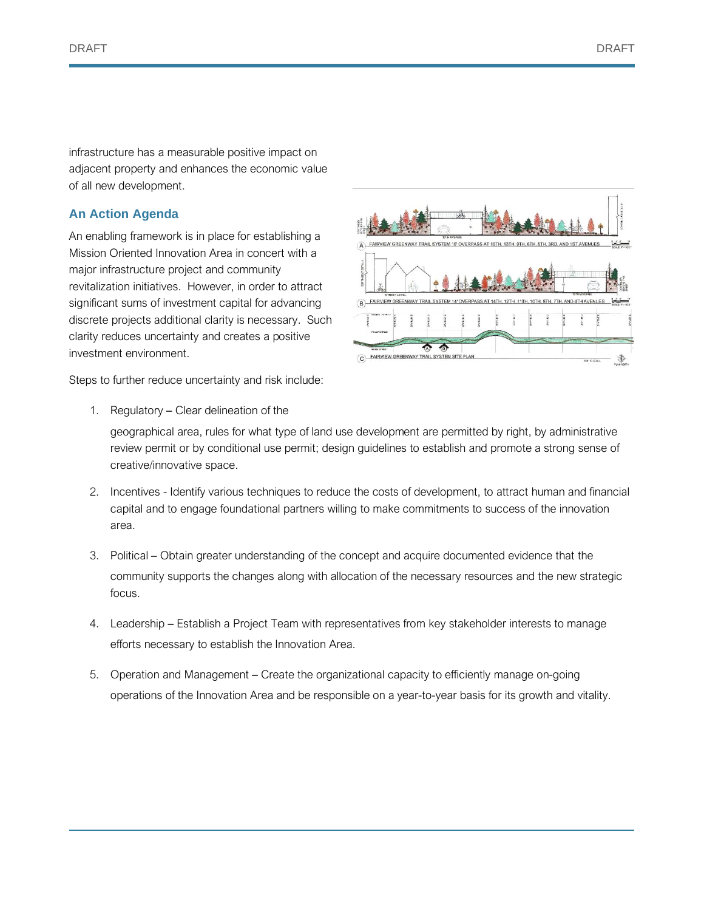infrastructure has a measurable positive impact on adjacent property and enhances the economic value of all new development.

### An Action Agenda

An enabling framework is in place for establishing a Mission Oriented Innovation Area in concert with a major infrastructure project and community revitalization initiatives. However, in order to attract significant sums of investment capital for advancing discrete projects additional clarity is necessary. Such clarity reduces uncertainty and creates a positive investment environment.

Steps to further reduce uncertainty and risk include:

1. Regulatory – Clear delineation of the geographical area, rules for what type of land use development are permitted by right, by administrative review permit or by conditional use permit; design guidelines to establish and promote a strong sense of creative/innovative space.

2. Incentives - Identify various techniques to reduce the costs of development, to attract human and financial capital and to engage foundational partners willing to make commitments to success of the innovation area.

3. Political – Obtain greater understanding of the concept and acquire documented evidence that the community supports the changes along with allocation of the necessary resources and the new strategic focus.

4. Leadership – Establish a Project Team with representatives from key stakeholder interests to manage efforts necessary to establish the Innovation Area.

5. Operation and Management – Create the organizational capacity to efficiently manage on-going operations of the Innovation Area and be responsible on a year-to-year basis for its growth and vitality.